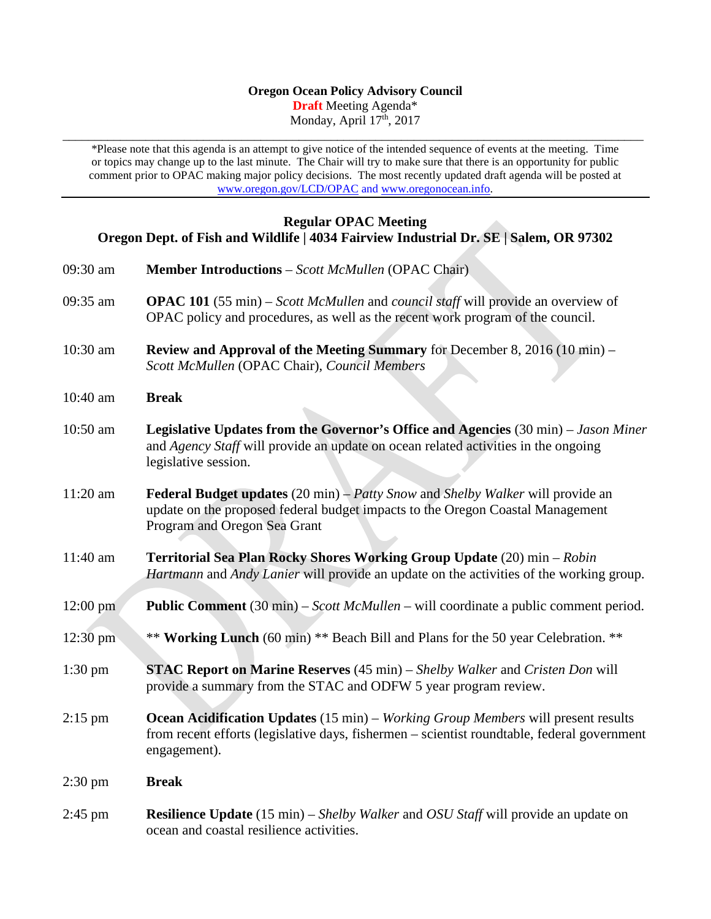**Oregon Ocean Policy Advisory Council**
**Draft** Meeting Agenda*
Monday, April 17th, 2017

*Please note that this agenda is an attempt to give notice of the intended sequence of events at the meeting. Time or topics may change up to the last minute. The Chair will try to make sure that there is an opportunity for public comment prior to OPAC making major policy decisions. The most recently updated draft agenda will be posted at www.oregon.gov/LCD/OPAC and www.oregonocean.info.

## Regular OPAC Meeting
## Oregon Dept. of Fish and Wildlife | 4034 Fairview Industrial Dr. SE | Salem, OR 97302

09:30 am **Member Introductions** – *Scott McMullen* (OPAC Chair)

09:35 am **OPAC 101** (55 min) – *Scott McMullen* and *council staff* will provide an overview of OPAC policy and procedures, as well as the recent work program of the council.

10:30 am **Review and Approval of the Meeting Summary** for December 8, 2016 (10 min) – *Scott McMullen* (OPAC Chair), *Council Members*

10:40 am **Break**

10:50 am **Legislative Updates from the Governor's Office and Agencies** (30 min) – *Jason Miner* and *Agency Staff* will provide an update on ocean related activities in the ongoing legislative session.

11:20 am **Federal Budget updates** (20 min) – *Patty Snow* and *Shelby Walker* will provide an update on the proposed federal budget impacts to the Oregon Coastal Management Program and Oregon Sea Grant

11:40 am **Territorial Sea Plan Rocky Shores Working Group Update** (20) min – *Robin Hartmann* and *Andy Lanier* will provide an update on the activities of the working group.

12:00 pm **Public Comment** (30 min) – *Scott McMullen* – will coordinate a public comment period.

12:30 pm ** **Working Lunch** (60 min) ** Beach Bill and Plans for the 50 year Celebration. **

1:30 pm **STAC Report on Marine Reserves** (45 min) – *Shelby Walker* and *Cristen Don* will provide a summary from the STAC and ODFW 5 year program review.

2:15 pm **Ocean Acidification Updates** (15 min) – *Working Group Members* will present results from recent efforts (legislative days, fishermen – scientist roundtable, federal government engagement).

2:30 pm **Break**

2:45 pm **Resilience Update** (15 min) – *Shelby Walker* and *OSU Staff* will provide an update on ocean and coastal resilience activities.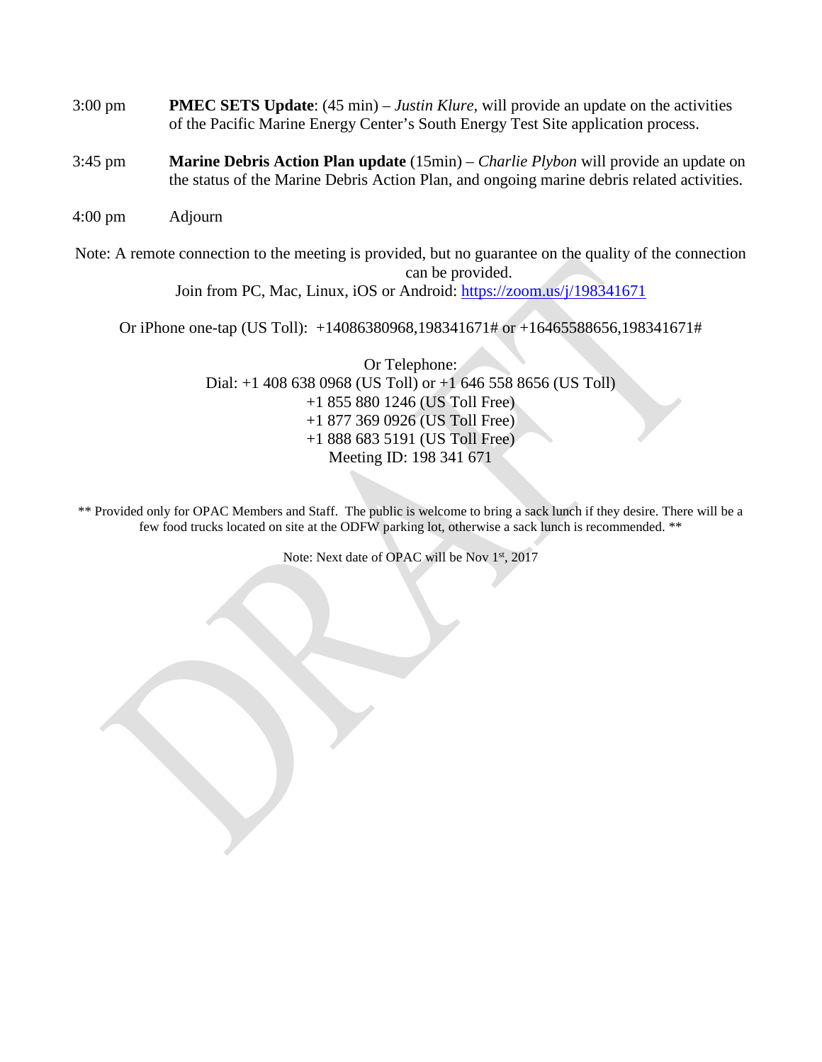3:00 pm **PMEC SETS Update**: (45 min) – *Justin Klure,* will provide an update on the activities of the Pacific Marine Energy Center's South Energy Test Site application process.

3:45 pm **Marine Debris Action Plan update** (15min) – *Charlie Plybon* will provide an update on the status of the Marine Debris Action Plan, and ongoing marine debris related activities.

4:00 pm Adjourn

Note: A remote connection to the meeting is provided, but no guarantee on the quality of the connection can be provided.

Join from PC, Mac, Linux, iOS or Android: https://zoom.us/j/198341671

Or iPhone one-tap (US Toll): +14086380968,198341671# or +16465588656,198341671#

Or Telephone:
Dial: +1 408 638 0968 (US Toll) or +1 646 558 8656 (US Toll)
+1 855 880 1246 (US Toll Free)
+1 877 369 0926 (US Toll Free)
+1 888 683 5191 (US Toll Free)
Meeting ID: 198 341 671

** Provided only for OPAC Members and Staff. The public is welcome to bring a sack lunch if they desire. There will be a few food trucks located on site at the ODFW parking lot, otherwise a sack lunch is recommended. **

Note: Next date of OPAC will be Nov 1st, 2017